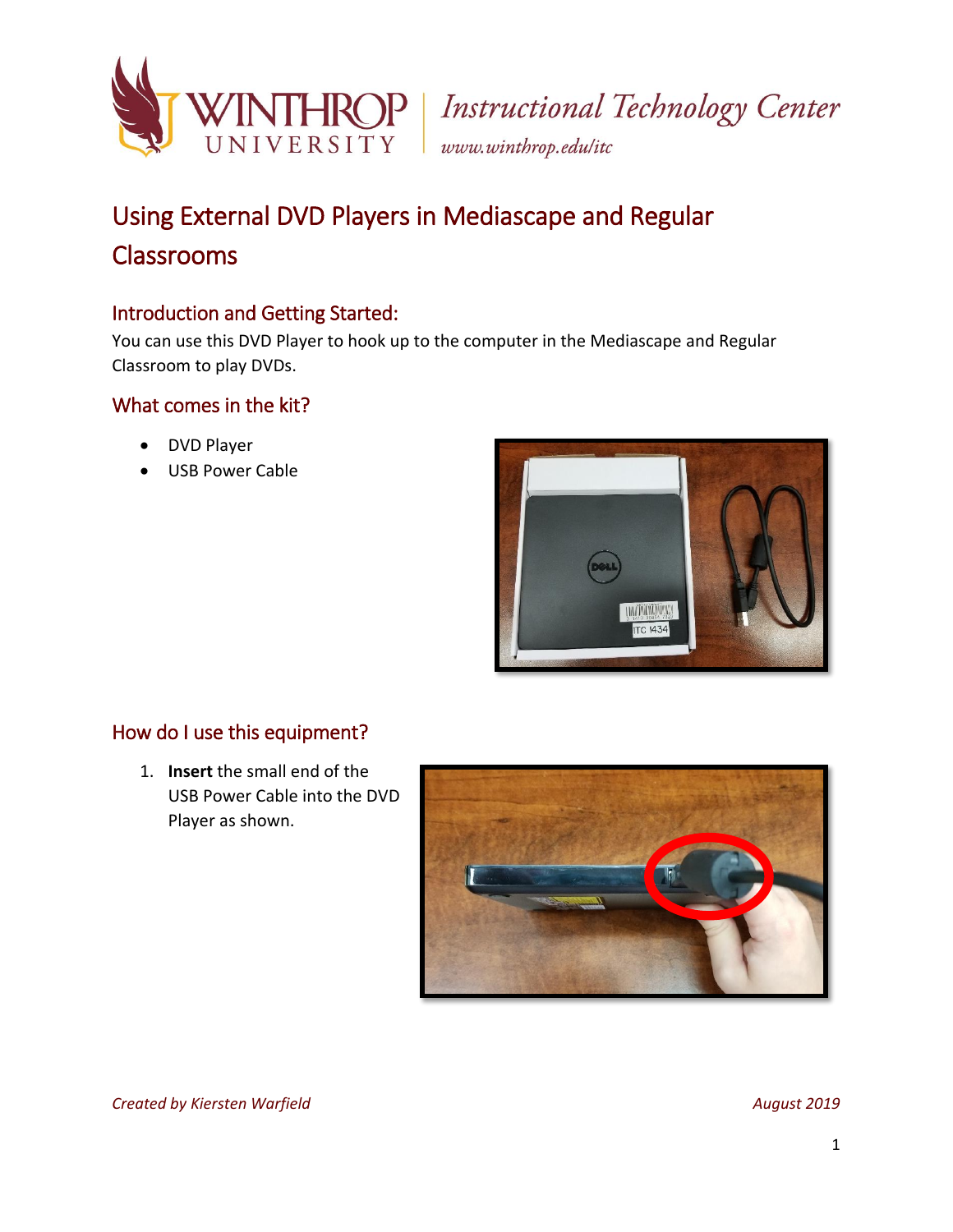# Using External DVD Players in Mediascape and Regular Classrooms

## Introduction and Getting Started:

You can use this DVD Player to hook up to the computer in the Mediascape and Regular Classroom to play DVDs.

## What comes in the kit?

- DVD Player
- USB Power Cable

## How do I use this equipment?

1. **Insert** the small end of the USB Power Cable into the DVD Player as shown.

*Created by Kiersten Warfield* *August 2019*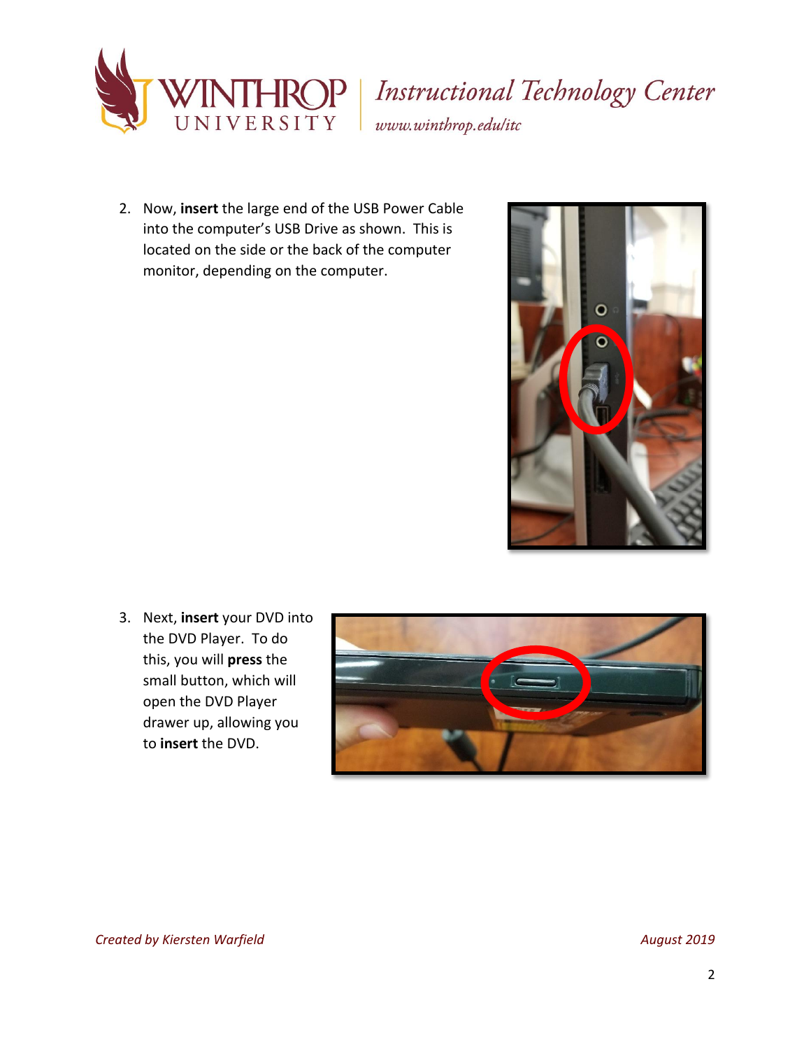2. Now, **insert** the large end of the USB Power Cable into the computer's USB Drive as shown. This is located on the side or the back of the computer monitor, depending on the computer.

3. Next, **insert** your DVD into the DVD Player. To do this, you will **press** the small button, which will open the DVD Player drawer up, allowing you to **insert** the DVD.

*Created by Kiersten Warfield* *August 2019*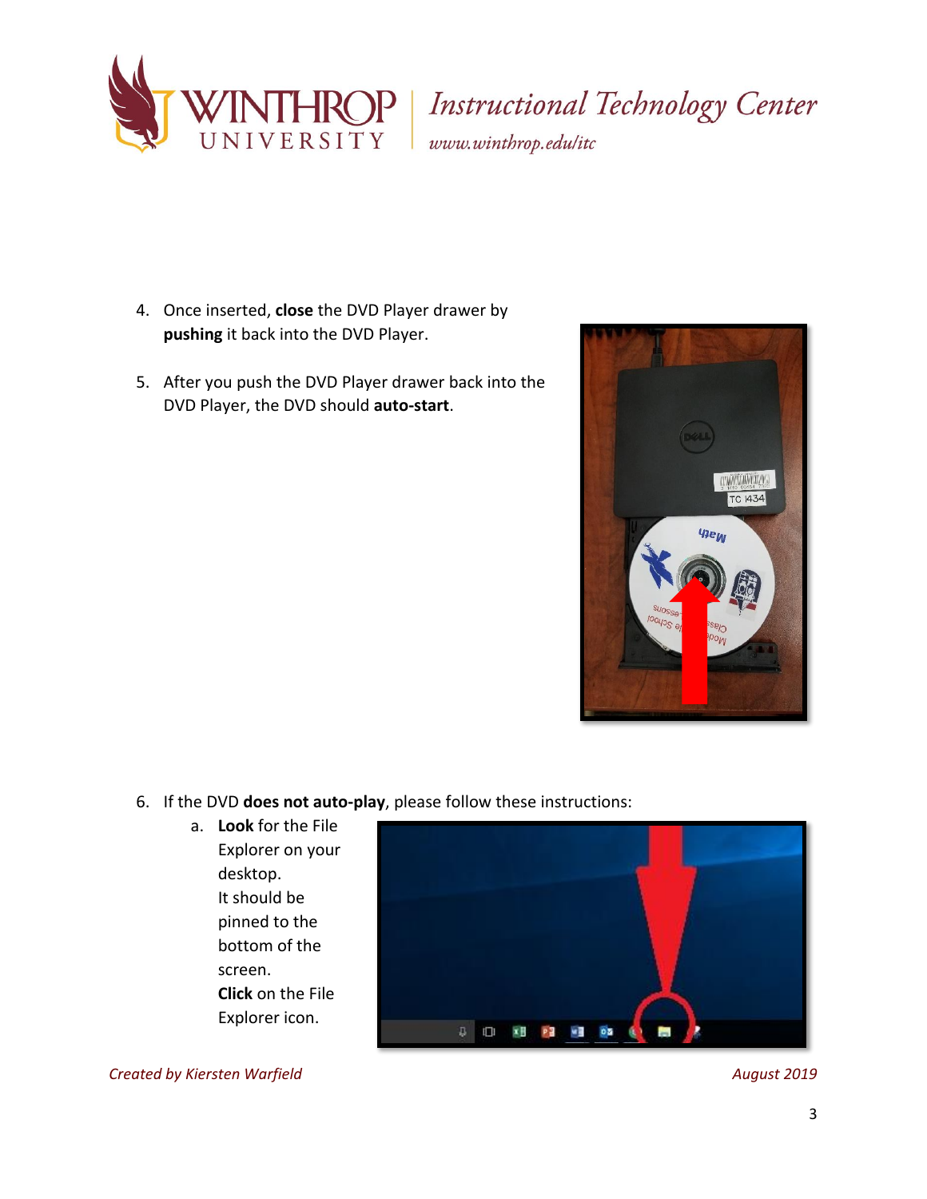4. Once inserted, **close** the DVD Player drawer by **pushing** it back into the DVD Player.

5. After you push the DVD Player drawer back into the DVD Player, the DVD should **auto-start**.

6. If the DVD **does not auto-play**, please follow these instructions:
   a. **Look** for the File Explorer on your desktop. It should be pinned to the bottom of the screen. **Click** on the File Explorer icon.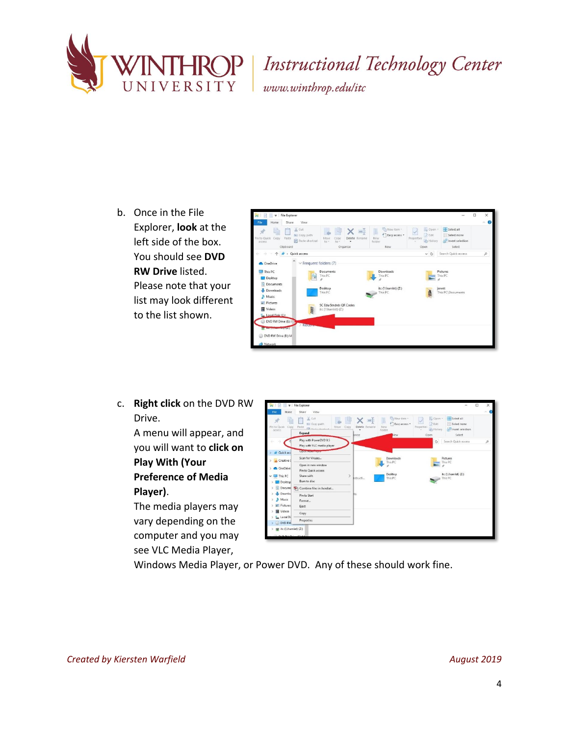b. Once in the File Explorer, **look** at the left side of the box. You should see **DVD RW Drive** listed. Please note that your list may look different to the list shown.

c. **Right click** on the DVD RW Drive. A menu will appear, and you will want to **click on Play With (Your Preference of Media Player)**. The media players may vary depending on the computer and you may see VLC Media Player, Windows Media Player, or Power DVD. Any of these should work fine.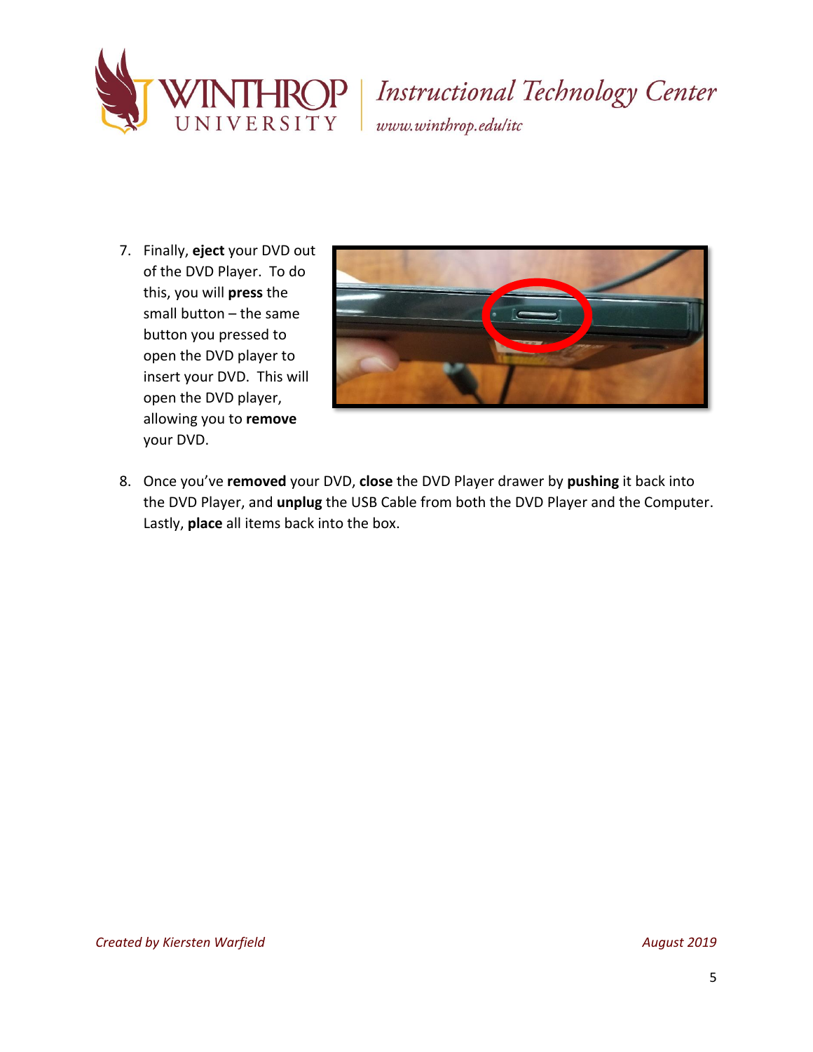7. Finally, **eject** your DVD out of the DVD Player. To do this, you will **press** the small button – the same button you pressed to open the DVD player to insert your DVD. This will open the DVD player, allowing you to **remove** your DVD.

8. Once you've **removed** your DVD, **close** the DVD Player drawer by **pushing** it back into the DVD Player, and **unplug** the USB Cable from both the DVD Player and the Computer. Lastly, **place** all items back into the box.